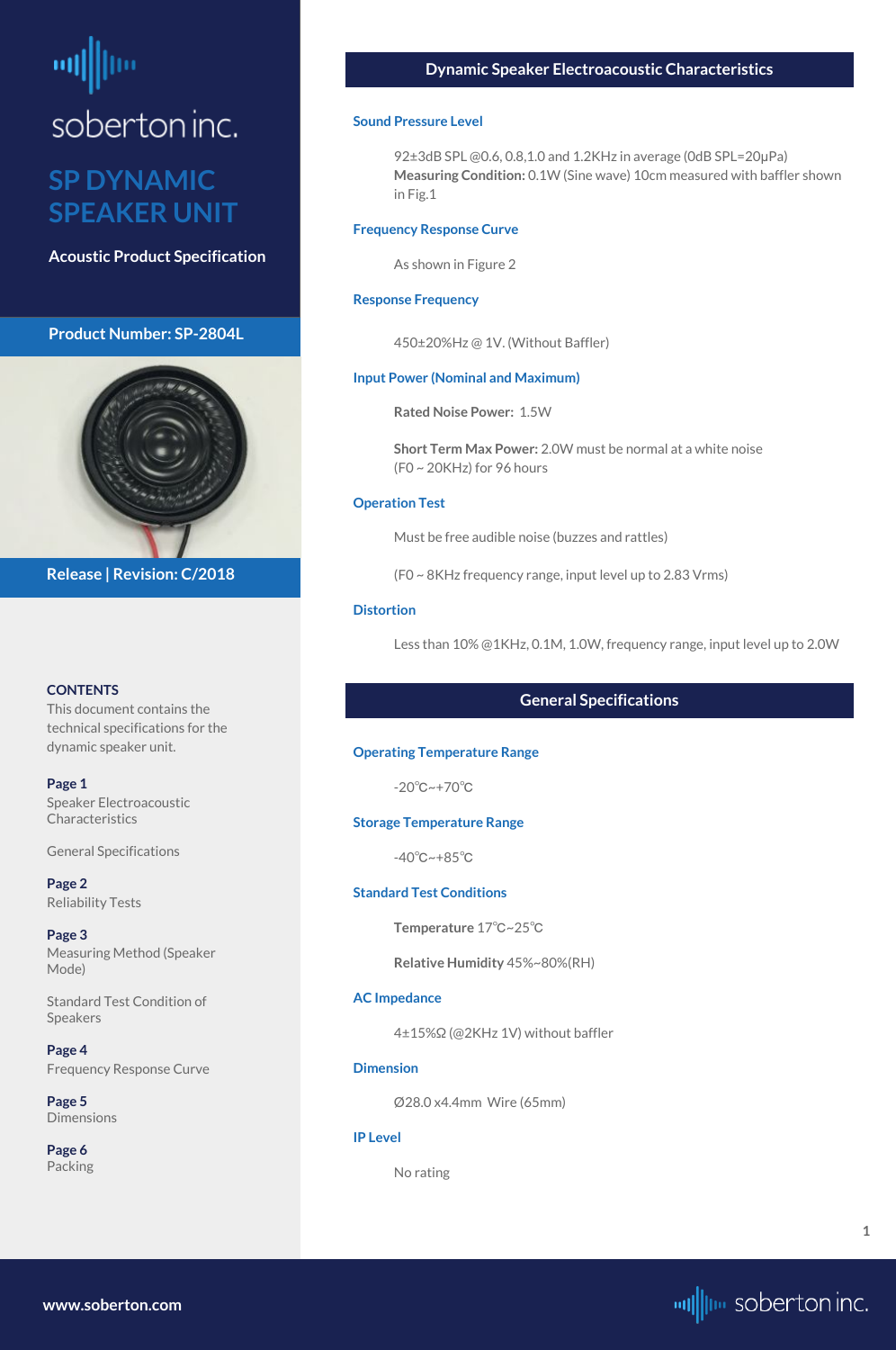soberton inc.

# SP DYNAMIC SPEAKER UNIT

**Acoustic Product Specification**

**Product Number: SP-2804L**

**Release | Revision: C/2018**

**CONTENTS**

This document contains the technical specifications for the dynamic speaker unit.

**Page 1**
Speaker Electroacoustic Characteristics

General Specifications

**Page 2**
Reliability Tests

**Page 3**
Measuring Method (Speaker Mode)

Standard Test Condition of Speakers

**Page 4**
Frequency Response Curve

**Page 5**
Dimensions

**Page 6**
Packing

## Dynamic Speaker Electroacoustic Characteristics

### Sound Pressure Level

92±3dB SPL @0.6, 0.8,1.0 and 1.2KHz in average (0dB SPL=20μPa)
**Measuring Condition:** 0.1W (Sine wave) 10cm measured with baffler shown in Fig.1

### Frequency Response Curve

As shown in Figure 2

### Response Frequency

450±20%Hz @ 1V. (Without Baffler)

### Input Power (Nominal and Maximum)

**Rated Noise Power:** 1.5W

**Short Term Max Power:** 2.0W must be normal at a white noise (F0 ~ 20KHz) for 96 hours

### Operation Test

Must be free audible noise (buzzes and rattles)

(F0 ~ 8KHz frequency range, input level up to 2.83 Vrms)

### Distortion

Less than 10% @1KHz, 0.1M, 1.0W, frequency range, input level up to 2.0W

## General Specifications

### Operating Temperature Range

-20℃~+70℃

### Storage Temperature Range

-40℃~+85℃

### Standard Test Conditions

**Temperature** 17℃~25℃

**Relative Humidity** 45%~80%(RH)

### AC Impedance

4±15%Ω (@2KHz 1V) without baffler

### Dimension

Ø28.0 x4.4mm Wire (65mm)

### IP Level

No rating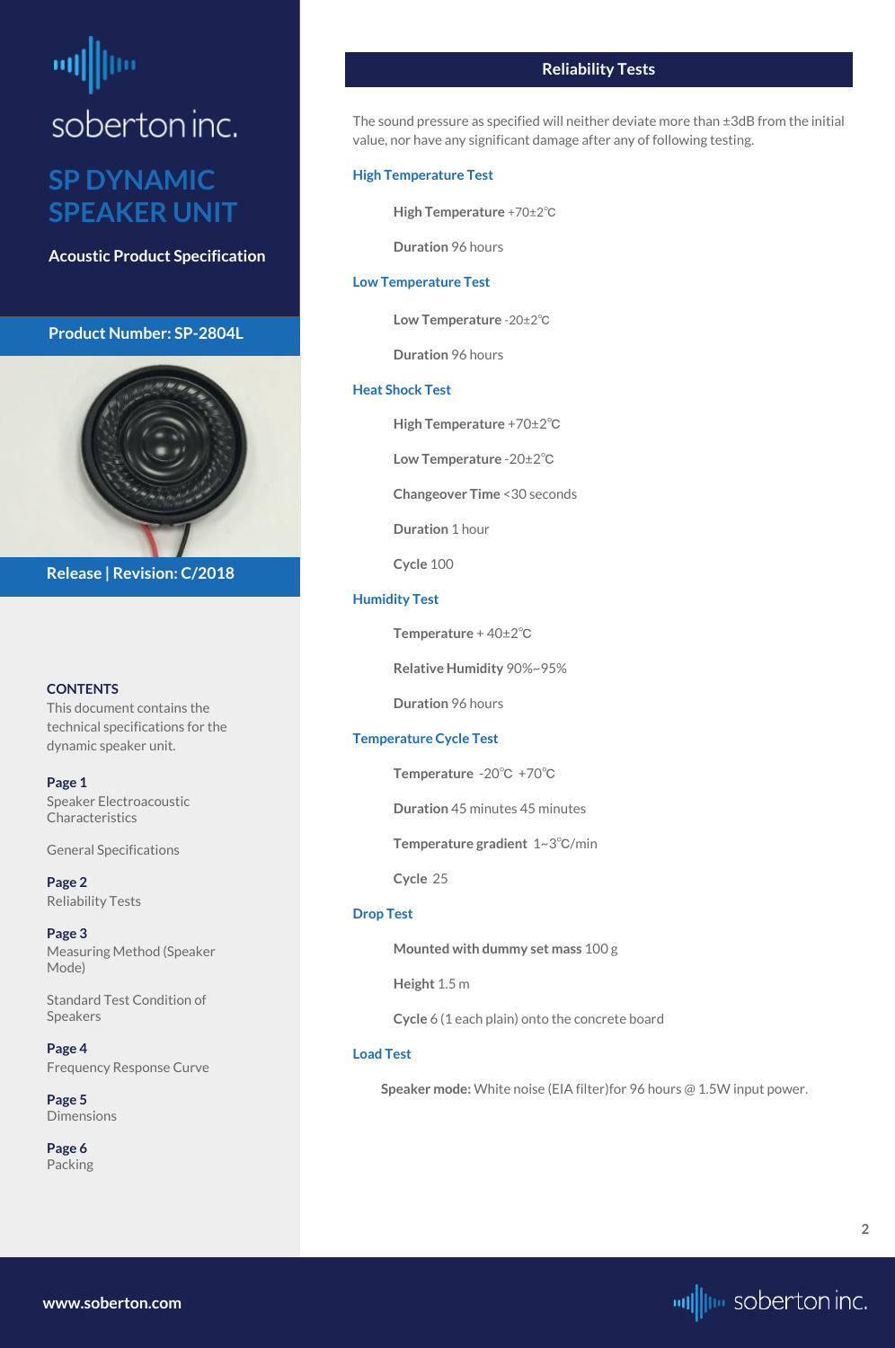soberton inc.

# SP DYNAMIC SPEAKER UNIT

**Acoustic Product Specification**

**Product Number: SP-2804L**

**Release | Revision: C/2018**

**CONTENTS**

This document contains the technical specifications for the dynamic speaker unit.

**Page 1**
Speaker Electroacoustic Characteristics

General Specifications

**Page 2**
Reliability Tests

**Page 3**
Measuring Method (Speaker Mode)

Standard Test Condition of Speakers

**Page 4**
Frequency Response Curve

**Page 5**
Dimensions

**Page 6**
Packing

## Reliability Tests

The sound pressure as specified will neither deviate more than ±3dB from the initial value, nor have any significant damage after any of following testing.

### High Temperature Test

**High Temperature** +70±2℃

**Duration** 96 hours

### Low Temperature Test

**Low Temperature** -20±2℃

**Duration** 96 hours

### Heat Shock Test

**High Temperature** +70±2℃

**Low Temperature** -20±2℃

**Changeover Time** <30 seconds

**Duration** 1 hour

**Cycle** 100

### Humidity Test

**Temperature** + 40±2℃

**Relative Humidity** 90%~95%

**Duration** 96 hours

### Temperature Cycle Test

**Temperature** -20℃ +70℃

**Duration** 45 minutes 45 minutes

**Temperature gradient** 1~3℃/min

**Cycle** 25

### Drop Test

**Mounted with dummy set mass** 100 g

**Height** 1.5 m

**Cycle** 6 (1 each plain) onto the concrete board

### Load Test

**Speaker mode:** White noise (EIA filter)for 96 hours @ 1.5W input power.

www.soberton.com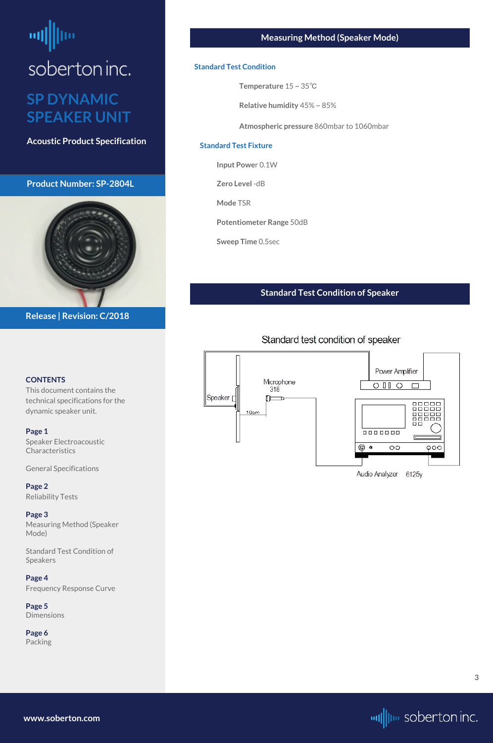soberton inc.

# SP DYNAMIC SPEAKER UNIT

**Acoustic Product Specification**

**Product Number: SP-2804L**

**Release | Revision: C/2018**

**CONTENTS**
This document contains the technical specifications for the dynamic speaker unit.

**Page 1**
Speaker Electroacoustic Characteristics

General Specifications

**Page 2**
Reliability Tests

**Page 3**
Measuring Method (Speaker Mode)

Standard Test Condition of Speakers

**Page 4**
Frequency Response Curve

**Page 5**
Dimensions

**Page 6**
Packing

## Measuring Method (Speaker Mode)

### Standard Test Condition

**Temperature** 15 ~ 35℃

**Relative humidity** 45% ~ 85%

**Atmospheric pressure** 860mbar to 1060mbar

### Standard Test Fixture

**Input Power** 0.1W

**Zero Level** -dB

**Mode** TSR

**Potentiometer Range** 50dB

**Sweep Time** 0.5sec

## Standard Test Condition of Speaker

Standard test condition of speaker

Speaker

Microphone 318

10cm

Power Amplifier

Audio Analyzer 6125y

www.soberton.com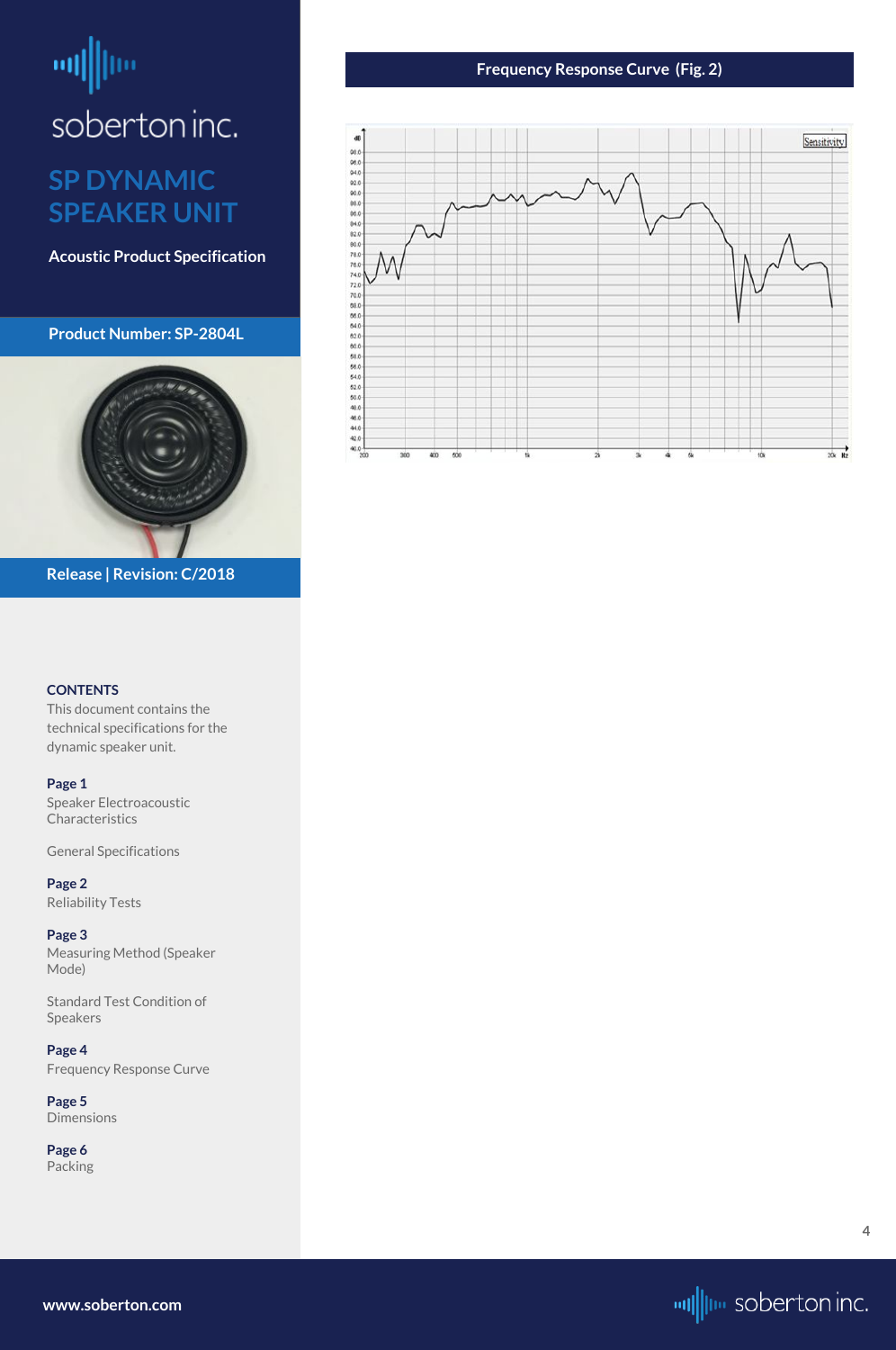soberton inc.

## SP DYNAMIC SPEAKER UNIT

**Acoustic Product Specification**

**Product Number: SP-2804L**

**Release | Revision: C/2018**

**CONTENTS**

This document contains the technical specifications for the dynamic speaker unit.

**Page 1**
Speaker Electroacoustic Characteristics

General Specifications

**Page 2**
Reliability Tests

**Page 3**
Measuring Method (Speaker Mode)

Standard Test Condition of Speakers

**Page 4**
Frequency Response Curve

**Page 5**
Dimensions

**Page 6**
Packing

## Frequency Response Curve (Fig. 2)

www.soberton.com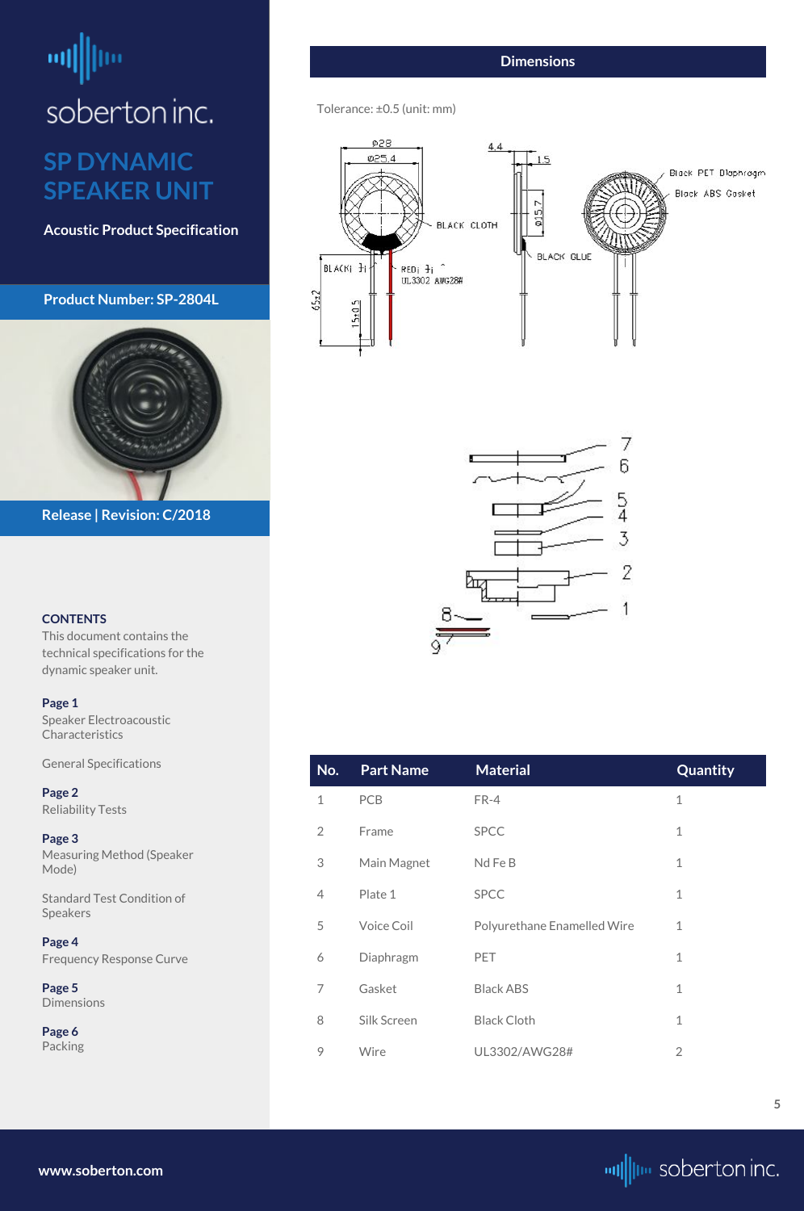# SP DYNAMIC SPEAKER UNIT

**Acoustic Product Specification**

**Product Number: SP-2804L**

**Release | Revision: C/2018**

**CONTENTS**

This document contains the technical specifications for the dynamic speaker unit.

**Page 1**
Speaker Electroacoustic Characteristics

General Specifications

**Page 2**
Reliability Tests

**Page 3**
Measuring Method (Speaker Mode)

Standard Test Condition of Speakers

**Page 4**
Frequency Response Curve

**Page 5**
Dimensions

**Page 6**
Packing

## Dimensions

Tolerance: ±0.5 (unit: mm)

Ø28
Ø25.4
4.4
1.5
Ø15.7
BLACK CLOTH
Black PET Diaphragm
Black ABS Gasket
BLACK GLUE
BLACK 극
RED 극
UL3302 AWG28#
65±2
15±0.5

| No. | Part Name | Material | Quantity |
|---|---|---|---|
| 1 | PCB | FR-4 | 1 |
| 2 | Frame | SPCC | 1 |
| 3 | Main Magnet | Nd Fe B | 1 |
| 4 | Plate 1 | SPCC | 1 |
| 5 | Voice Coil | Polyurethane Enamelled Wire | 1 |
| 6 | Diaphragm | PET | 1 |
| 7 | Gasket | Black ABS | 1 |
| 8 | Silk Screen | Black Cloth | 1 |
| 9 | Wire | UL3302/AWG28# | 2 |

www.soberton.com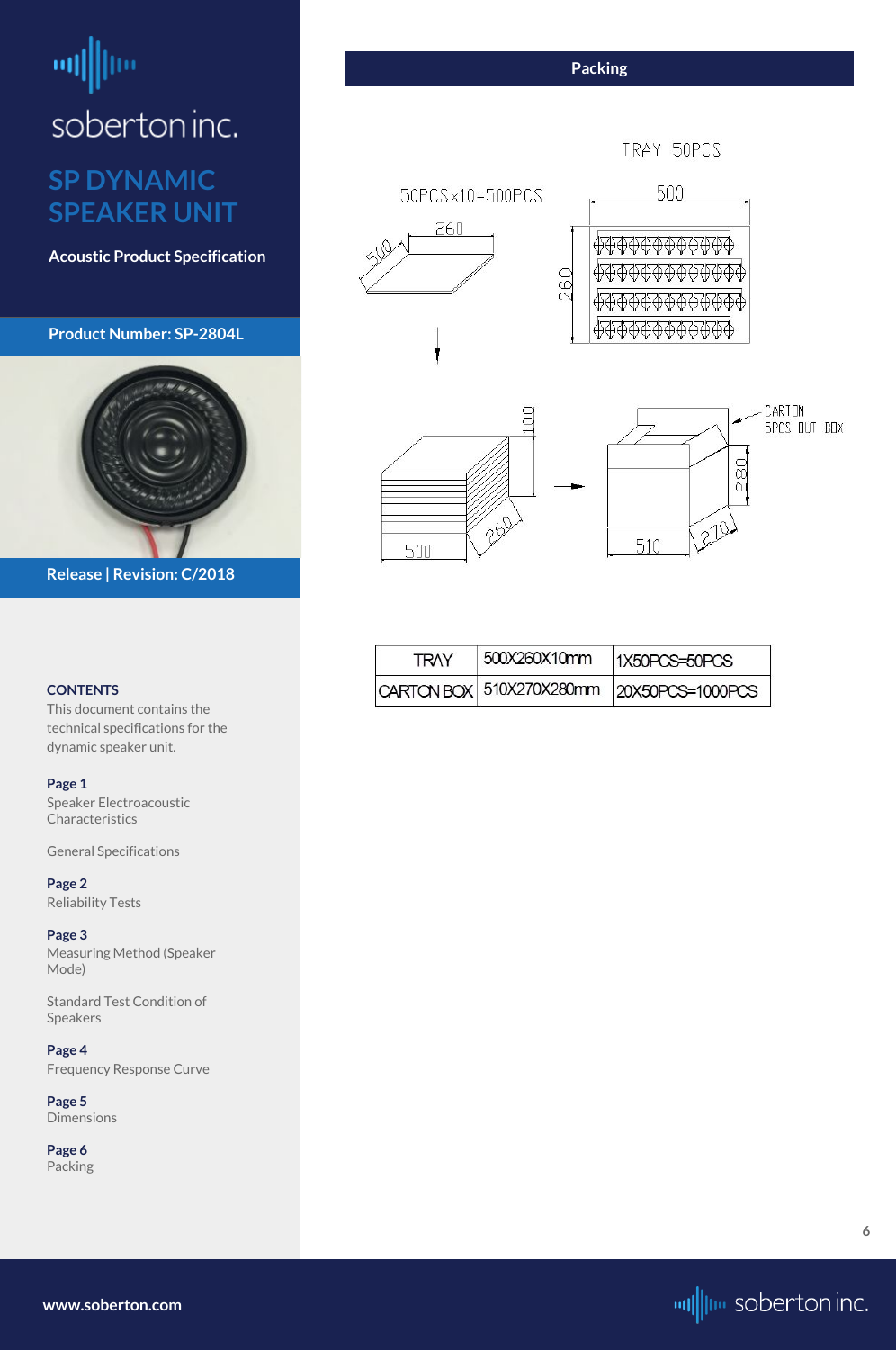soberton inc.

# SP DYNAMIC SPEAKER UNIT

**Acoustic Product Specification**

**Product Number: SP-2804L**

**Release | Revision: C/2018**

**CONTENTS**

This document contains the technical specifications for the dynamic speaker unit.

**Page 1**
Speaker Electroacoustic Characteristics

General Specifications

**Page 2**
Reliability Tests

**Page 3**
Measuring Method (Speaker Mode)

Standard Test Condition of Speakers

**Page 4**
Frequency Response Curve

**Page 5**
Dimensions

**Page 6**
Packing

## Packing

TRAY 50PCS

50PCSx10=500PCS

260

500

500

260

100

260

500

CARTON
5PCS OUT BOX

280

510

270

| | | |
|---|---|---|
| TRAY | 500X260X10mm | 1X50PCS=50PCS |
| CARTON BOX | 510X270X280mm | 20X50PCS=1000PCS |

www.soberton.com